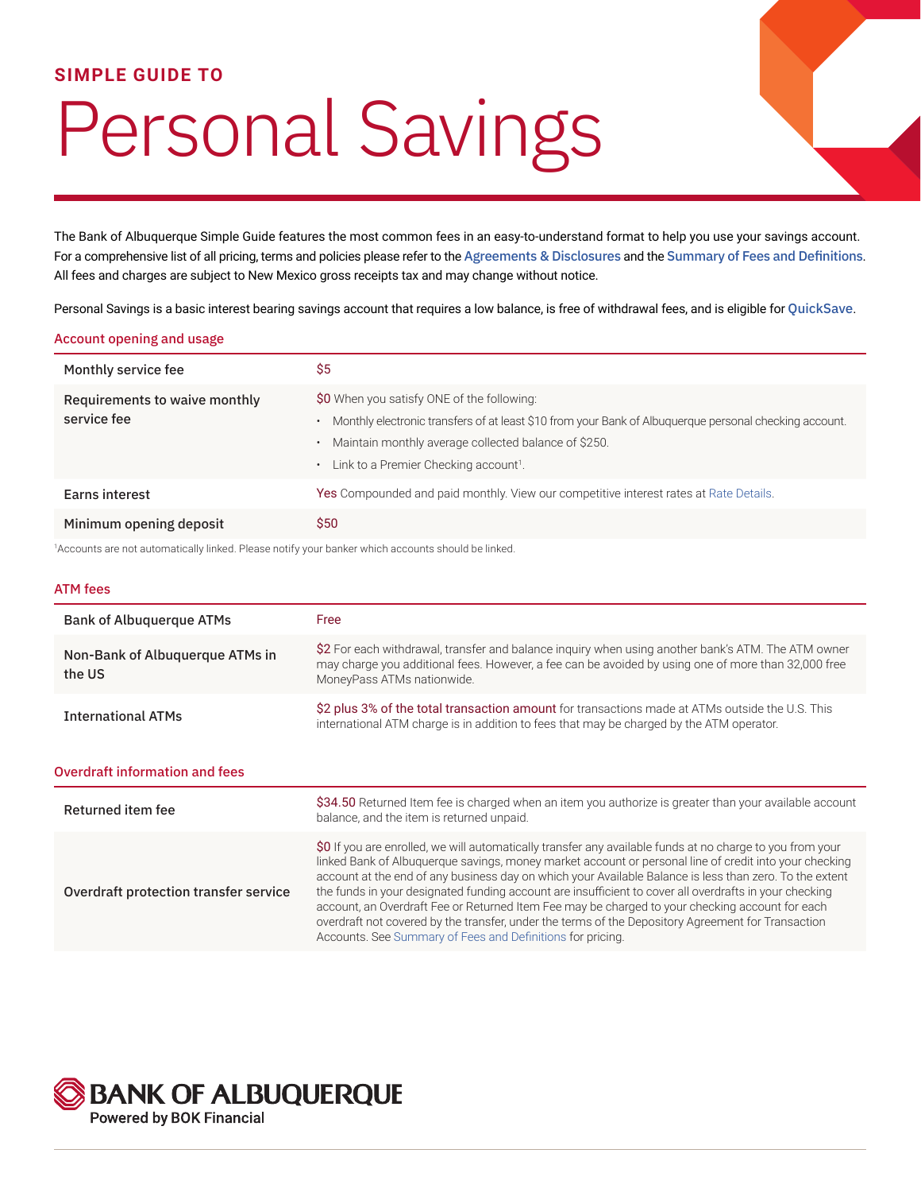SIMPLE GUIDE TO

# Personal Savings

The Bank of Albuquerque Simple Guide features the most common fees in an easy-to-understand format to help you use your savings account. For a comprehensive list of all pricing, terms and policies please refer to the Agreements & Disclosures and the Summary of Fees and Definitions. All fees and charges are subject to New Mexico gross receipts tax and may change without notice.

Personal Savings is a basic interest bearing savings account that requires a low balance, is free of withdrawal fees, and is eligible for QuickSave.

## Account opening and usage

| | |
|---|---|
| Monthly service fee | $5 |
| Requirements to waive monthly service fee | $0 When you satisfy ONE of the following:<br>• Monthly electronic transfers of at least $10 from your Bank of Albuquerque personal checking account.<br>• Maintain monthly average collected balance of $250.<br>• Link to a Premier Checking account[1]. |
| Earns interest | Yes Compounded and paid monthly. View our competitive interest rates at Rate Details. |
| Minimum opening deposit | $50 |

[1]Accounts are not automatically linked. Please notify your banker which accounts should be linked.

## ATM fees

| | |
|---|---|
| Bank of Albuquerque ATMs | Free |
| Non-Bank of Albuquerque ATMs in the US | $2 For each withdrawal, transfer and balance inquiry when using another bank's ATM. The ATM owner may charge you additional fees. However, a fee can be avoided by using one of more than 32,000 free MoneyPass ATMs nationwide. |
| International ATMs | $2 plus 3% of the total transaction amount for transactions made at ATMs outside the U.S. This international ATM charge is in addition to fees that may be charged by the ATM operator. |

## Overdraft information and fees

| | |
|---|---|
| Returned item fee | $34.50 Returned Item fee is charged when an item you authorize is greater than your available account balance, and the item is returned unpaid. |
| Overdraft protection transfer service | $0 If you are enrolled, we will automatically transfer any available funds at no charge to you from your linked Bank of Albuquerque savings, money market account or personal line of credit into your checking account at the end of any business day on which your Available Balance is less than zero. To the extent the funds in your designated funding account are insufficient to cover all overdrafts in your checking account, an Overdraft Fee or Returned Item Fee may be charged to your checking account for each overdraft not covered by the transfer, under the terms of the Depository Agreement for Transaction Accounts. See Summary of Fees and Definitions for pricing. |

BANK OF ALBUQUERQUE
Powered by BOK Financial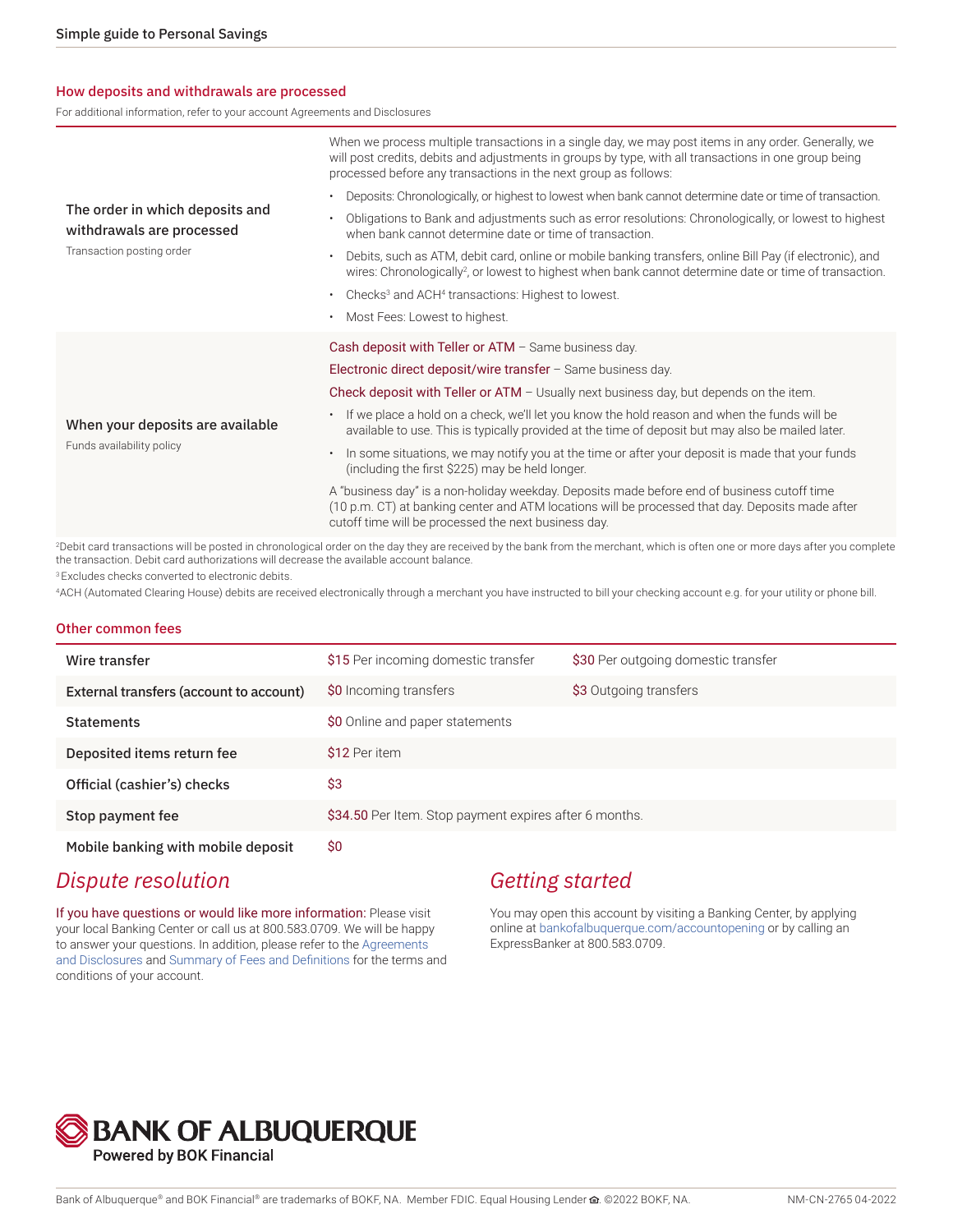## How deposits and withdrawals are processed

For additional information, refer to your account Agreements and Disclosures

| | |
|---|---|
| **The order in which deposits and withdrawals are processed**<br>Transaction posting order | When we process multiple transactions in a single day, we may post items in any order. Generally, we will post credits, debits and adjustments in groups by type, with all transactions in one group being processed before any transactions in the next group as follows:<br>• Deposits: Chronologically, or highest to lowest when bank cannot determine date or time of transaction.<br>• Obligations to Bank and adjustments such as error resolutions: Chronologically, or lowest to highest when bank cannot determine date or time of transaction.<br>• Debits, such as ATM, debit card, online or mobile banking transfers, online Bill Pay (if electronic), and wires: Chronologically[2], or lowest to highest when bank cannot determine date or time of transaction.<br>• Checks[3] and ACH[4] transactions: Highest to lowest.<br>• Most Fees: Lowest to highest. |
| **When your deposits are available**<br>Funds availability policy | Cash deposit with Teller or ATM – Same business day.<br>Electronic direct deposit/wire transfer – Same business day.<br>Check deposit with Teller or ATM – Usually next business day, but depends on the item.<br>• If we place a hold on a check, we'll let you know the hold reason and when the funds will be available to use. This is typically provided at the time of deposit but may also be mailed later.<br>• In some situations, we may notify you at the time or after your deposit is made that your funds (including the first $225) may be held longer.<br>A "business day" is a non-holiday weekday. Deposits made before end of business cutoff time (10 p.m. CT) at banking center and ATM locations will be processed that day. Deposits made after cutoff time will be processed the next business day. |

[2]Debit card transactions will be posted in chronological order on the day they are received by the bank from the merchant, which is often one or more days after you complete the transaction. Debit card authorizations will decrease the available account balance.

[3]Excludes checks converted to electronic debits.

[4]ACH (Automated Clearing House) debits are received electronically through a merchant you have instructed to bill your checking account e.g. for your utility or phone bill.

## Other common fees

| | | |
|---|---|---|
| **Wire transfer** | $15 Per incoming domestic transfer | $30 Per outgoing domestic transfer |
| **External transfers (account to account)** | $0 Incoming transfers | $3 Outgoing transfers |
| **Statements** | $0 Online and paper statements | |
| **Deposited items return fee** | $12 Per item | |
| **Official (cashier's) checks** | $3 | |
| **Stop payment fee** | $34.50 Per Item. Stop payment expires after 6 months. | |
| **Mobile banking with mobile deposit** | $0 | |

## *Dispute resolution*

If you have questions or would like more information: Please visit your local Banking Center or call us at 800.583.0709. We will be happy to answer your questions. In addition, please refer to the Agreements and Disclosures and Summary of Fees and Definitions for the terms and conditions of your account.

## *Getting started*

You may open this account by visiting a Banking Center, by applying online at bankofalbuquerque.com/accountopening or by calling an ExpressBanker at 800.583.0709.

**BANK OF ALBUQUERQUE**
**Powered by BOK Financial**

Bank of Albuquerque® and BOK Financial® are trademarks of BOKF, NA. Member FDIC. Equal Housing Lender. ©2022 BOKF, NA. NM-CN-2765 04-2022